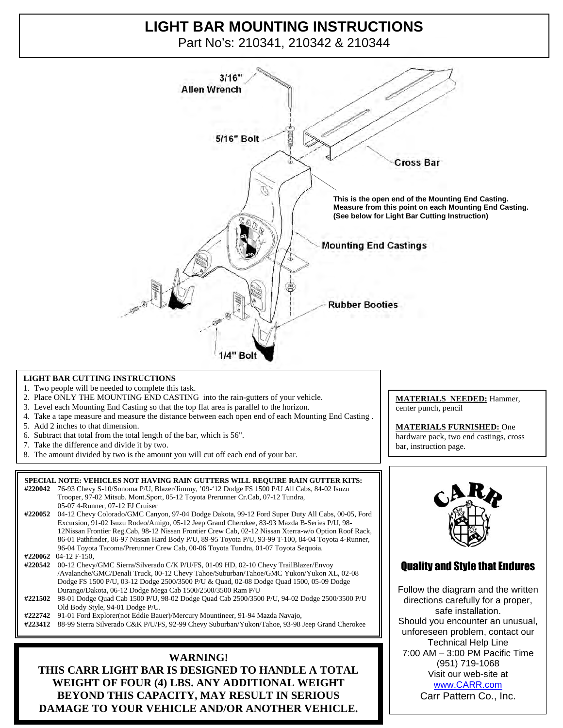# LIGHT BAR MOUNTING INSTRUCTIONS

Part No's: 210341, 210342 & 210344

3/16" Allen Wrench

5/16" Bolt

Cross Bar

This is the open end of the Mounting End Casting. Measure from this point on each Mounting End Casting. (See below for Light Bar Cutting Instruction)

Mounting End Castings

Rubber Booties

1/4" Bolt

**LIGHT BAR CUTTING INSTRUCTIONS**

1. Two people will be needed to complete this task.
2. Place ONLY THE MOUNTING END CASTING into the rain-gutters of your vehicle.
3. Level each Mounting End Casting so that the top flat area is parallel to the horizon.
4. Take a tape measure and measure the distance between each open end of each Mounting End Casting .
5. Add 2 inches to that dimension.
6. Subtract that total from the total length of the bar, which is 56".
7. Take the difference and divide it by two.
8. The amount divided by two is the amount you will cut off each end of your bar.

**MATERIALS NEEDED:** Hammer, center punch, pencil

**MATERIALS FURNISHED:** One hardware pack, two end castings, cross bar, instruction page.

**SPECIAL NOTE: VEHICLES NOT HAVING RAIN GUTTERS WILL REQUIRE RAIN GUTTER KITS:**

**#220042** 76-93 Chevy S-10/Sonoma P/U, Blazer/Jimmy, '09-'12 Dodge FS 1500 P/U All Cabs, 84-02 Isuzu Trooper, 97-02 Mitsub. Mont.Sport, 05-12 Toyota Prerunner Cr.Cab, 07-12 Tundra, 05-07 4-Runner, 07-12 FJ Cruiser

**#220052** 04-12 Chevy Colorado/GMC Canyon, 97-04 Dodge Dakota, 99-12 Ford Super Duty All Cabs, 00-05, Ford Excursion, 91-02 Isuzu Rodeo/Amigo, 05-12 Jeep Grand Cherokee, 83-93 Mazda B-Series P/U, 98-12Nissan Frontier Reg.Cab, 98-12 Nissan Frontier Crew Cab, 02-12 Nissan Xterra-w/o Option Roof Rack, 86-01 Pathfinder, 86-97 Nissan Hard Body P/U, 89-95 Toyota P/U, 93-99 T-100, 84-04 Toyota 4-Runner, 96-04 Toyota Tacoma/Prerunner Crew Cab, 00-06 Toyota Tundra, 01-07 Toyota Sequoia.

**#220062** 04-12 F-150,

**#220542** 00-12 Chevy/GMC Sierra/Silverado C/K P/U/FS, 01-09 HD, 02-10 Chevy TrailBlazer/Envoy /Avalanche/GMC/Denali Truck, 00-12 Chevy Tahoe/Suburban/Tahoe/GMC Yukon/Yukon XL, 02-08 Dodge FS 1500 P/U, 03-12 Dodge 2500/3500 P/U & Quad, 02-08 Dodge Quad 1500, 05-09 Dodge Durango/Dakota, 06-12 Dodge Mega Cab 1500/2500/3500 Ram P/U

**#221502** 98-01 Dodge Quad Cab 1500 P/U, 98-02 Dodge Quad Cab 2500/3500 P/U, 94-02 Dodge 2500/3500 P/U Old Body Style, 94-01 Dodge P/U.

**#222742** 91-01 Ford Explorer(not Eddie Bauer)/Mercury Mountineer, 91-94 Mazda Navajo,

**#223412** 88-99 Sierra Silverado C&K P/U/FS, 92-99 Chevy Suburban/Yukon/Tahoe, 93-98 Jeep Grand Cherokee

**WARNING!**
**THIS CARR LIGHT BAR IS DESIGNED TO HANDLE A TOTAL WEIGHT OF FOUR (4) LBS. ANY ADDITIONAL WEIGHT BEYOND THIS CAPACITY, MAY RESULT IN SERIOUS DAMAGE TO YOUR VEHICLE AND/OR ANOTHER VEHICLE.**

CARR

**Quality and Style that Endures**

Follow the diagram and the written directions carefully for a proper, safe installation.
Should you encounter an unusual, unforeseen problem, contact our Technical Help Line
7:00 AM – 3:00 PM Pacific Time
(951) 719-1068
Visit our web-site at
www.CARR.com
Carr Pattern Co., Inc.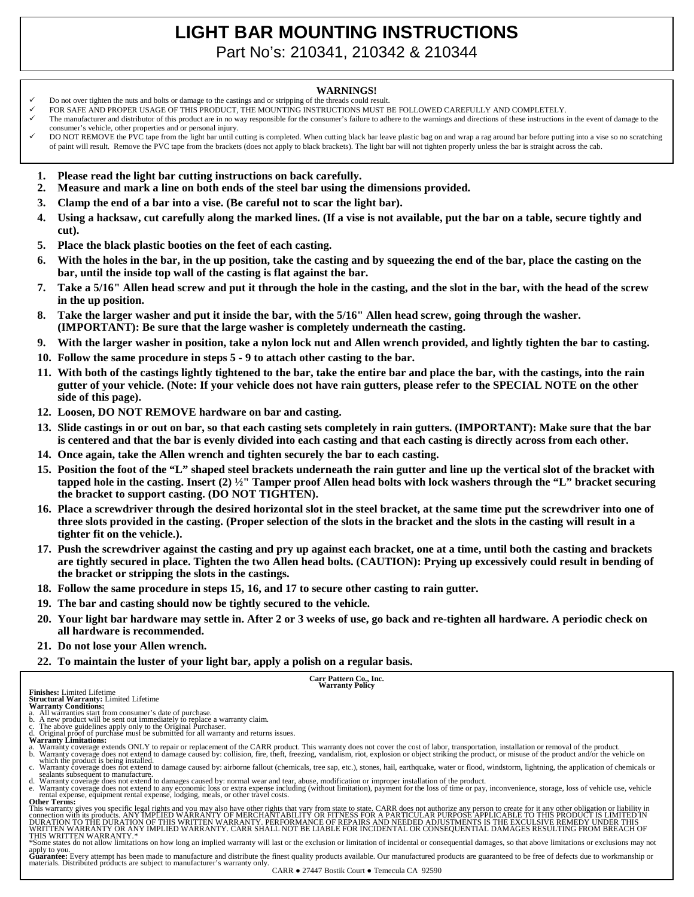# LIGHT BAR MOUNTING INSTRUCTIONS

Part No's: 210341, 210342 & 210344

**WARNINGS!**

- ✓ Do not over tighten the nuts and bolts or damage to the castings and or stripping of the threads could result.
- ✓ FOR SAFE AND PROPER USAGE OF THIS PRODUCT, THE MOUNTING INSTRUCTIONS MUST BE FOLLOWED CAREFULLY AND COMPLETELY.
- ✓ The manufacturer and distributor of this product are in no way responsible for the consumer's failure to adhere to the warnings and directions of these instructions in the event of damage to the consumer's vehicle, other properties and or personal injury.
- ✓ DO NOT REMOVE the PVC tape from the light bar until cutting is completed. When cutting black bar leave plastic bag on and wrap a rag around bar before putting into a vise so no scratching of paint will result. Remove the PVC tape from the brackets (does not apply to black brackets). The light bar will not tighten properly unless the bar is straight across the cab.

1. **Please read the light bar cutting instructions on back carefully.**
2. **Measure and mark a line on both ends of the steel bar using the dimensions provided.**
3. **Clamp the end of a bar into a vise. (Be careful not to scar the light bar).**
4. **Using a hacksaw, cut carefully along the marked lines. (If a vise is not available, put the bar on a table, secure tightly and cut).**
5. **Place the black plastic booties on the feet of each casting.**
6. **With the holes in the bar, in the up position, take the casting and by squeezing the end of the bar, place the casting on the bar, until the inside top wall of the casting is flat against the bar.**
7. **Take a 5/16" Allen head screw and put it through the hole in the casting, and the slot in the bar, with the head of the screw in the up position.**
8. **Take the larger washer and put it inside the bar, with the 5/16" Allen head screw, going through the washer. (IMPORTANT): Be sure that the large washer is completely underneath the casting.**
9. **With the larger washer in position, take a nylon lock nut and Allen wrench provided, and lightly tighten the bar to casting.**
10. **Follow the same procedure in steps 5 - 9 to attach other casting to the bar.**
11. **With both of the castings lightly tightened to the bar, take the entire bar and place the bar, with the castings, into the rain gutter of your vehicle. (Note: If your vehicle does not have rain gutters, please refer to the SPECIAL NOTE on the other side of this page).**
12. **Loosen, DO NOT REMOVE hardware on bar and casting.**
13. **Slide castings in or out on bar, so that each casting sets completely in rain gutters. (IMPORTANT): Make sure that the bar is centered and that the bar is evenly divided into each casting and that each casting is directly across from each other.**
14. **Once again, take the Allen wrench and tighten securely the bar to each casting.**
15. **Position the foot of the "L" shaped steel brackets underneath the rain gutter and line up the vertical slot of the bracket with tapped hole in the casting. Insert (2) ½" Tamper proof Allen head bolts with lock washers through the "L" bracket securing the bracket to support casting. (DO NOT TIGHTEN).**
16. **Place a screwdriver through the desired horizontal slot in the steel bracket, at the same time put the screwdriver into one of three slots provided in the casting. (Proper selection of the slots in the bracket and the slots in the casting will result in a tighter fit on the vehicle.).**
17. **Push the screwdriver against the casting and pry up against each bracket, one at a time, until both the casting and brackets are tightly secured in place. Tighten the two Allen head bolts. (CAUTION): Prying up excessively could result in bending of the bracket or stripping the slots in the castings.**
18. **Follow the same procedure in steps 15, 16, and 17 to secure other casting to rain gutter.**
19. **The bar and casting should now be tightly secured to the vehicle.**
20. **Your light bar hardware may settle in. After 2 or 3 weeks of use, go back and re-tighten all hardware. A periodic check on all hardware is recommended.**
21. **Do not lose your Allen wrench.**
22. **To maintain the luster of your light bar, apply a polish on a regular basis.**

**Carr Pattern Co., Inc.**
**Warranty Policy**

**Finishes:** Limited Lifetime
**Structural Warranty:** Limited Lifetime
**Warranty Conditions:**

a. All warranties start from consumer's date of purchase.
b. A new product will be sent out immediately to replace a warranty claim.
c. The above guidelines apply only to the Original Purchaser.
d. Original proof of purchase must be submitted for all warranty and returns issues.

**Warranty Limitations:**

a. Warranty coverage extends ONLY to repair or replacement of the CARR product. This warranty does not cover the cost of labor, transportation, installation or removal of the product.
b. Warranty coverage does not extend to damage caused by: collision, fire, theft, freezing, vandalism, riot, explosion or object striking the product, or misuse of the product and/or the vehicle on which the product is being installed.
c. Warranty coverage does not extend to damage caused by: airborne fallout (chemicals, tree sap, etc.), stones, hail, earthquake, water or flood, windstorm, lightning, the application of chemicals or sealants subsequent to manufacture.
d. Warranty coverage does not extend to damages caused by: normal wear and tear, abuse, modification or improper installation of the product.
e. Warranty coverage does not extend to any economic loss or extra expense including (without limitation), payment for the loss of time or pay, inconvenience, storage, loss of vehicle use, vehicle rental expense, equipment rental expense, lodging, meals, or other travel costs.

**Other Terms:**
This warranty gives you specific legal rights and you may also have other rights that vary from state to state. CARR does not authorize any person to create for it any other obligation or liability in connection with its products. ANY IMPLIED WARRANTY OF MERCHANTABILITY OR FITNESS FOR A PARTICULAR PURPOSE APPLICABLE TO THIS PRODUCT IS LIMITED IN DURATION TO THE DURATION OF THIS WRITTEN WARRANTY. PERFORMANCE OF REPAIRS AND NEEDED ADJUSTMENTS IS THE EXCULSIVE REMEDY UNDER THIS WRITTEN WARRANTY OR ANY IMPLIED WARRANTY. CARR SHALL NOT BE LIABLE FOR INCIDENTAL OR CONSEQUENTIAL DAMAGES RESULTING FROM BREACH OF THIS WRITTEN WARRANTY.*
*Some states do not allow limitations on how long an implied warranty will last or the exclusion or limitation of incidental or consequential damages, so that above limitations or exclusions may not apply to you.
**Guarantee:** Every attempt has been made to manufacture and distribute the finest quality products available. Our manufactured products are guaranteed to be free of defects due to workmanship or materials. Distributed products are subject to manufacturer's warranty only.

CARR ● 27447 Bostik Court ● Temecula CA 92590